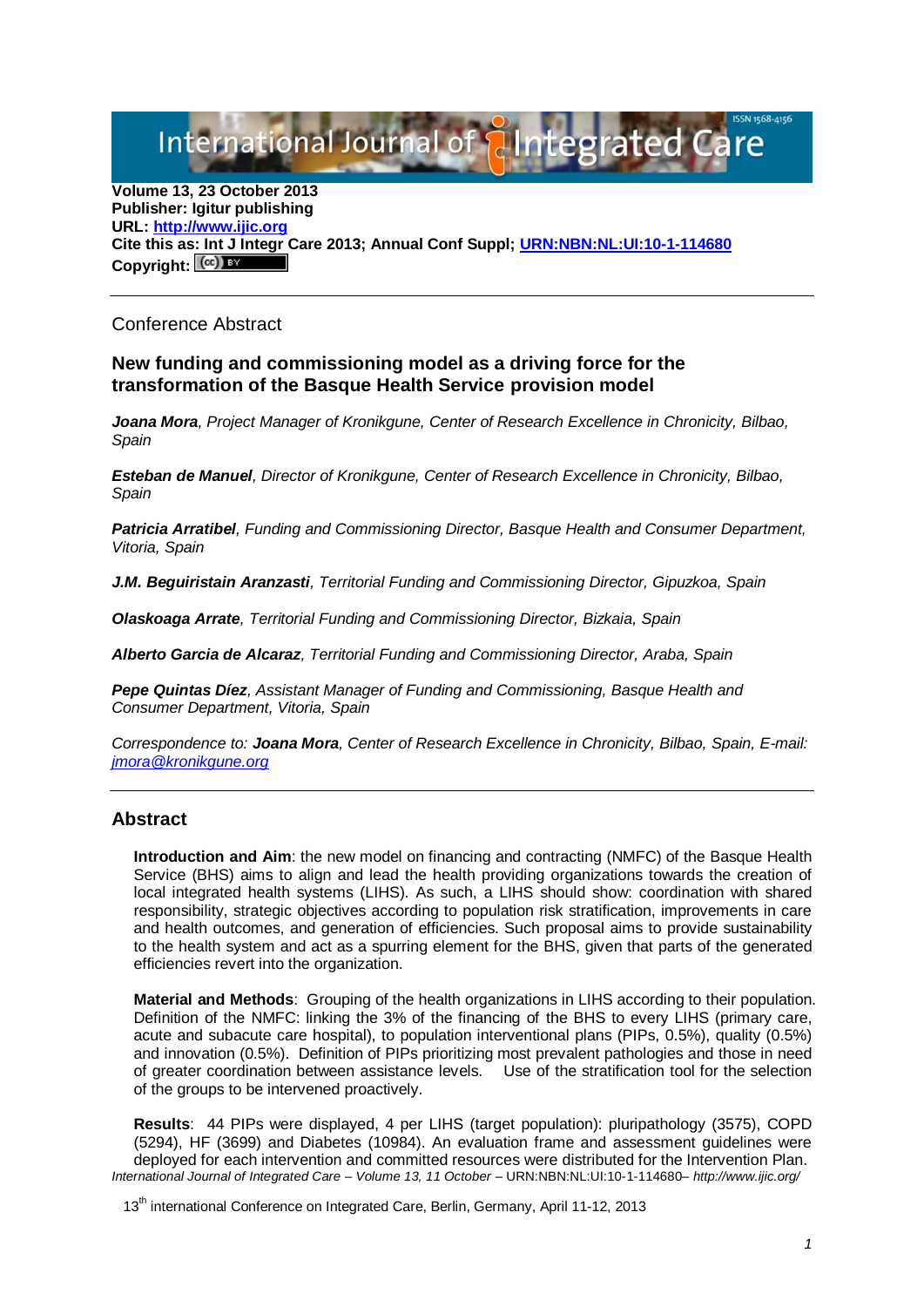**Volume 13, 23 October 2013**
**Publisher: Igitur publishing**
**URL: [http://www.ijic.org](http://www.ijic.org)**
**Cite this as: Int J Integr Care 2013; Annual Conf Suppl; [URN:NBN:NL:UI:10-1-114680](URN:NBN:NL:UI:10-1-114680)**
**Copyright:** (cc) BY

---

Conference Abstract

## New funding and commissioning model as a driving force for the transformation of the Basque Health Service provision model

***Joana Mora**, Project Manager of Kronikgune, Center of Research Excellence in Chronicity, Bilbao, Spain*

***Esteban de Manuel**, Director of Kronikgune, Center of Research Excellence in Chronicity, Bilbao, Spain*

***Patricia Arratibel**, Funding and Commissioning Director, Basque Health and Consumer Department, Vitoria, Spain*

***J.M. Beguiristain Aranzasti**, Territorial Funding and Commissioning Director, Gipuzkoa, Spain*

***Olaskoaga Arrate**, Territorial Funding and Commissioning Director, Bizkaia, Spain*

***Alberto Garcia de Alcaraz**, Territorial Funding and Commissioning Director, Araba, Spain*

***Pepe Quintas Díez**, Assistant Manager of Funding and Commissioning, Basque Health and Consumer Department, Vitoria, Spain*

*Correspondence to: **Joana Mora**, Center of Research Excellence in Chronicity, Bilbao, Spain, E-mail: [jmora@kronikgune.org](mailto:jmora@kronikgune.org)*

---

## Abstract

**Introduction and Aim**: the new model on financing and contracting (NMFC) of the Basque Health Service (BHS) aims to align and lead the health providing organizations towards the creation of local integrated health systems (LIHS). As such, a LIHS should show: coordination with shared responsibility, strategic objectives according to population risk stratification, improvements in care and health outcomes, and generation of efficiencies. Such proposal aims to provide sustainability to the health system and act as a spurring element for the BHS, given that parts of the generated efficiencies revert into the organization.

**Material and Methods**: Grouping of the health organizations in LIHS according to their population. Definition of the NMFC: linking the 3% of the financing of the BHS to every LIHS (primary care, acute and subacute care hospital), to population interventional plans (PIPs, 0.5%), quality (0.5%) and innovation (0.5%). Definition of PIPs prioritizing most prevalent pathologies and those in need of greater coordination between assistance levels. Use of the stratification tool for the selection of the groups to be intervened proactively.

**Results**: 44 PIPs were displayed, 4 per LIHS (target population): pluripathology (3575), COPD (5294), HF (3699) and Diabetes (10984). An evaluation frame and assessment guidelines were deployed for each intervention and committed resources were distributed for the Intervention Plan.

13th international Conference on Integrated Care, Berlin, Germany, April 11-12, 2013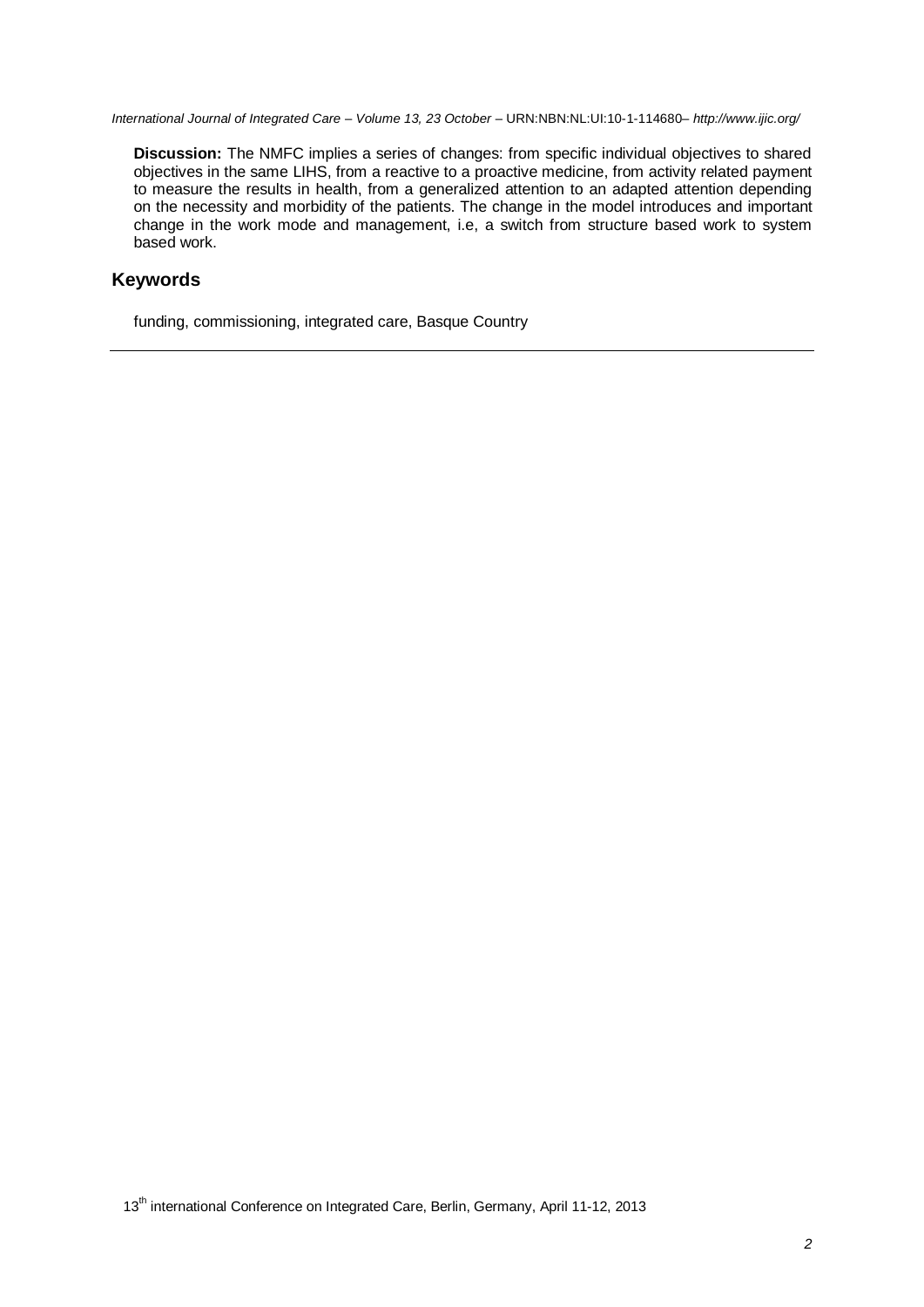**Discussion:** The NMFC implies a series of changes: from specific individual objectives to shared objectives in the same LIHS, from a reactive to a proactive medicine, from activity related payment to measure the results in health, from a generalized attention to an adapted attention depending on the necessity and morbidity of the patients. The change in the model introduces and important change in the work mode and management, i.e, a switch from structure based work to system based work.

## Keywords

funding, commissioning, integrated care, Basque Country